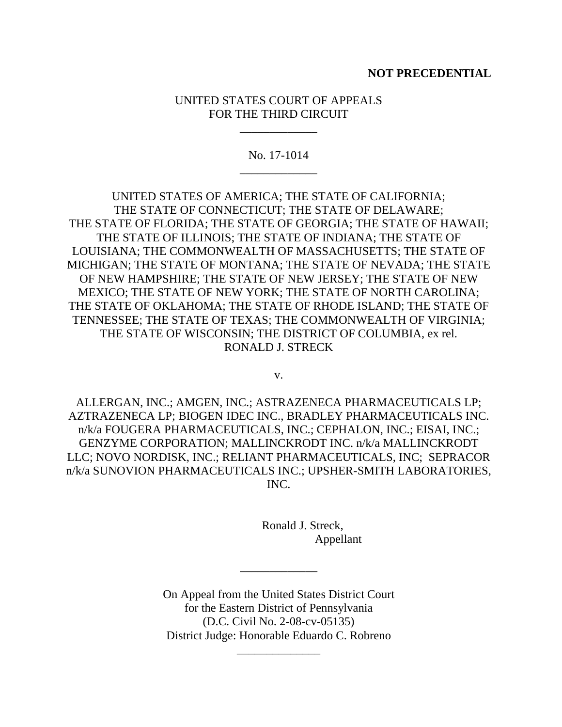**NOT PRECEDENTIAL**

UNITED STATES COURT OF APPEALS
FOR THE THIRD CIRCUIT

\_\_\_\_\_\_\_\_\_\_\_\_\_

No. 17-1014

\_\_\_\_\_\_\_\_\_\_\_\_\_

UNITED STATES OF AMERICA; THE STATE OF CALIFORNIA; THE STATE OF CONNECTICUT; THE STATE OF DELAWARE; THE STATE OF FLORIDA; THE STATE OF GEORGIA; THE STATE OF HAWAII; THE STATE OF ILLINOIS; THE STATE OF INDIANA; THE STATE OF LOUISIANA; THE COMMONWEALTH OF MASSACHUSETTS; THE STATE OF MICHIGAN; THE STATE OF MONTANA; THE STATE OF NEVADA; THE STATE OF NEW HAMPSHIRE; THE STATE OF NEW JERSEY; THE STATE OF NEW MEXICO; THE STATE OF NEW YORK; THE STATE OF NORTH CAROLINA; THE STATE OF OKLAHOMA; THE STATE OF RHODE ISLAND; THE STATE OF TENNESSEE; THE STATE OF TEXAS; THE COMMONWEALTH OF VIRGINIA; THE STATE OF WISCONSIN; THE DISTRICT OF COLUMBIA, ex rel. RONALD J. STRECK

v.

ALLERGAN, INC.; AMGEN, INC.; ASTRAZENECA PHARMACEUTICALS LP; AZTRAZENECA LP; BIOGEN IDEC INC., BRADLEY PHARMACEUTICALS INC. n/k/a FOUGERA PHARMACEUTICALS, INC.; CEPHALON, INC.; EISAI, INC.; GENZYME CORPORATION; MALLINCKRODT INC. n/k/a MALLINCKRODT LLC; NOVO NORDISK, INC.; RELIANT PHARMACEUTICALS, INC; SEPRACOR n/k/a SUNOVION PHARMACEUTICALS INC.; UPSHER-SMITH LABORATORIES, INC.

Ronald J. Streck,
Appellant

\_\_\_\_\_\_\_\_\_\_\_\_\_

On Appeal from the United States District Court
for the Eastern District of Pennsylvania
(D.C. Civil No. 2-08-cv-05135)
District Judge: Honorable Eduardo C. Robreno

\_\_\_\_\_\_\_\_\_\_\_\_\_\_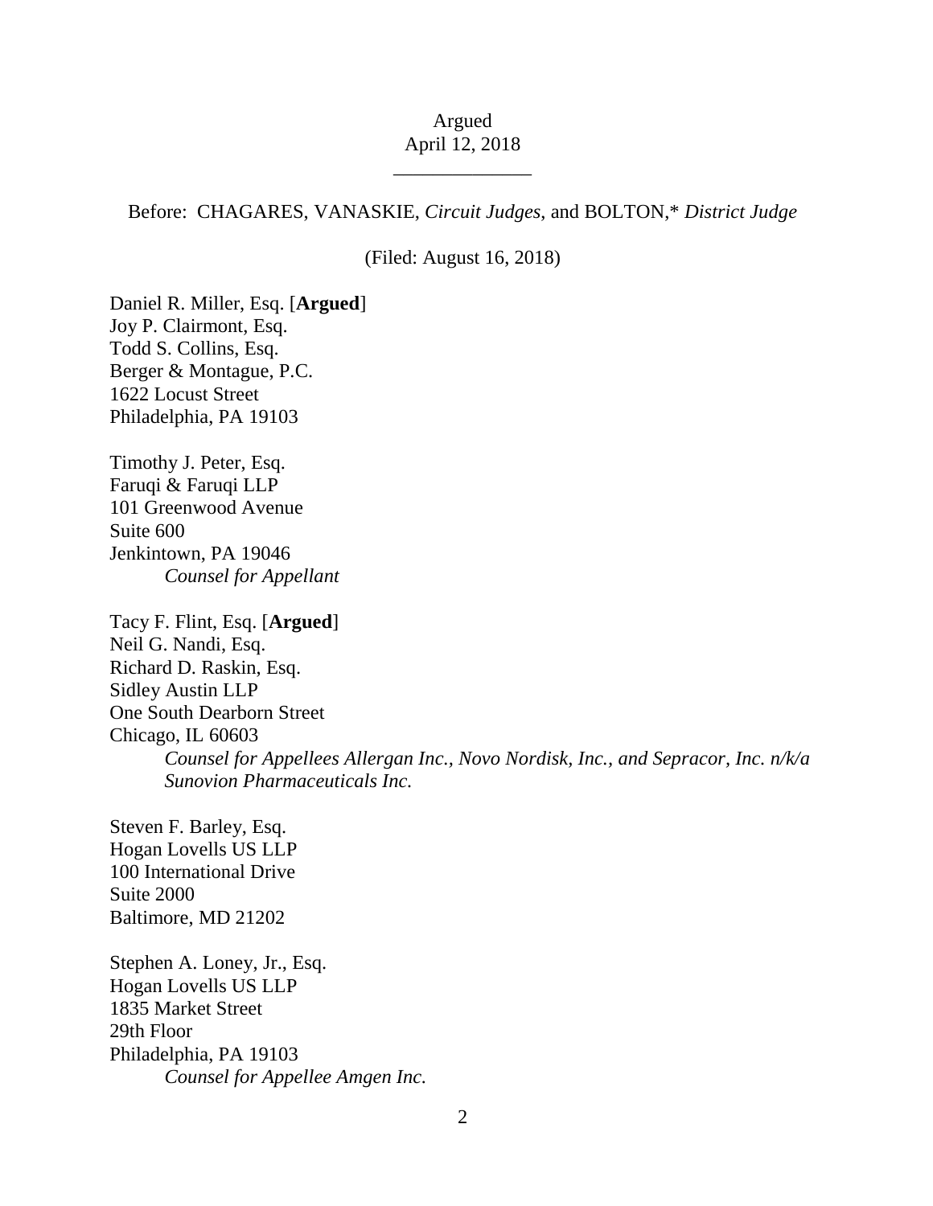Argued
April 12, 2018

______________

Before: CHAGARES, VANASKIE, *Circuit Judges*, and BOLTON,* *District Judge*

(Filed: August 16, 2018)

Daniel R. Miller, Esq. [**Argued**]
Joy P. Clairmont, Esq.
Todd S. Collins, Esq.
Berger & Montague, P.C.
1622 Locust Street
Philadelphia, PA 19103

Timothy J. Peter, Esq.
Faruqi & Faruqi LLP
101 Greenwood Avenue
Suite 600
Jenkintown, PA 19046
*Counsel for Appellant*

Tacy F. Flint, Esq. [**Argued**]
Neil G. Nandi, Esq.
Richard D. Raskin, Esq.
Sidley Austin LLP
One South Dearborn Street
Chicago, IL 60603
*Counsel for Appellees Allergan Inc., Novo Nordisk, Inc., and Sepracor, Inc. n/k/a Sunovion Pharmaceuticals Inc.*

Steven F. Barley, Esq.
Hogan Lovells US LLP
100 International Drive
Suite 2000
Baltimore, MD 21202

Stephen A. Loney, Jr., Esq.
Hogan Lovells US LLP
1835 Market Street
29th Floor
Philadelphia, PA 19103
*Counsel for Appellee Amgen Inc.*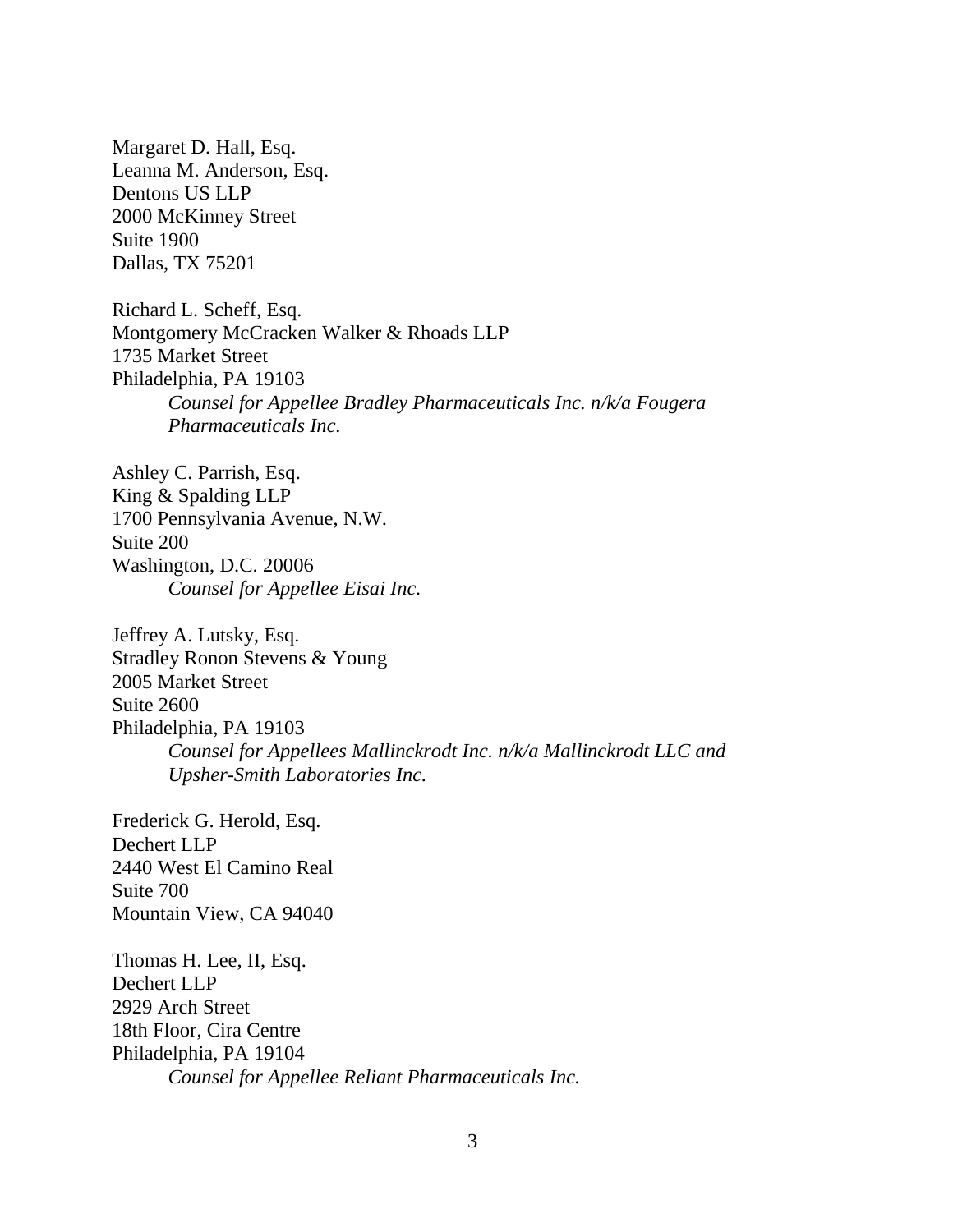Margaret D. Hall, Esq.
Leanna M. Anderson, Esq.
Dentons US LLP
2000 McKinney Street
Suite 1900
Dallas, TX 75201

Richard L. Scheff, Esq.
Montgomery McCracken Walker & Rhoads LLP
1735 Market Street
Philadelphia, PA 19103

*Counsel for Appellee Bradley Pharmaceuticals Inc. n/k/a Fougera Pharmaceuticals Inc.*

Ashley C. Parrish, Esq.
King & Spalding LLP
1700 Pennsylvania Avenue, N.W.
Suite 200
Washington, D.C. 20006

*Counsel for Appellee Eisai Inc.*

Jeffrey A. Lutsky, Esq.
Stradley Ronon Stevens & Young
2005 Market Street
Suite 2600
Philadelphia, PA 19103

*Counsel for Appellees Mallinckrodt Inc. n/k/a Mallinckrodt LLC and Upsher-Smith Laboratories Inc.*

Frederick G. Herold, Esq.
Dechert LLP
2440 West El Camino Real
Suite 700
Mountain View, CA 94040

Thomas H. Lee, II, Esq.
Dechert LLP
2929 Arch Street
18th Floor, Cira Centre
Philadelphia, PA 19104

*Counsel for Appellee Reliant Pharmaceuticals Inc.*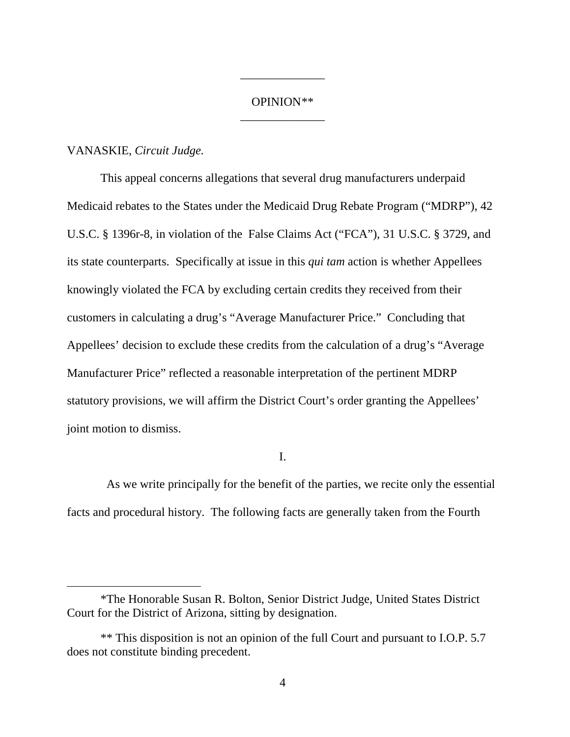______________

OPINION**

______________

VANASKIE, *Circuit Judge.*

This appeal concerns allegations that several drug manufacturers underpaid Medicaid rebates to the States under the Medicaid Drug Rebate Program ("MDRP"), 42 U.S.C. § 1396r-8, in violation of the False Claims Act ("FCA"), 31 U.S.C. § 3729, and its state counterparts. Specifically at issue in this *qui tam* action is whether Appellees knowingly violated the FCA by excluding certain credits they received from their customers in calculating a drug's "Average Manufacturer Price." Concluding that Appellees' decision to exclude these credits from the calculation of a drug's "Average Manufacturer Price" reflected a reasonable interpretation of the pertinent MDRP statutory provisions, we will affirm the District Court's order granting the Appellees' joint motion to dismiss.

I.

As we write principally for the benefit of the parties, we recite only the essential facts and procedural history. The following facts are generally taken from the Fourth

---

*The Honorable Susan R. Bolton, Senior District Judge, United States District Court for the District of Arizona, sitting by designation.

** This disposition is not an opinion of the full Court and pursuant to I.O.P. 5.7 does not constitute binding precedent.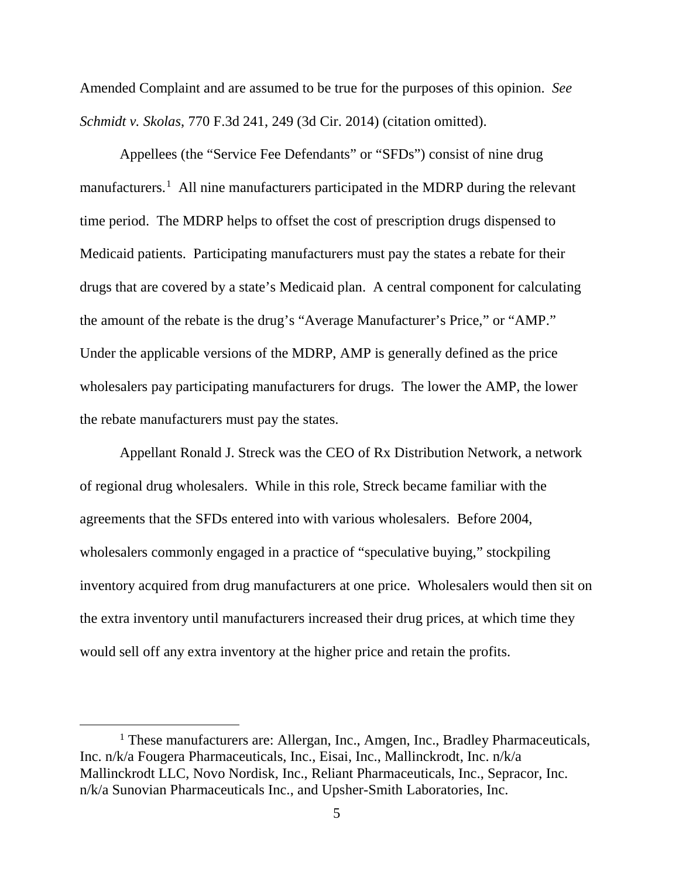Amended Complaint and are assumed to be true for the purposes of this opinion. *See Schmidt v. Skolas*, 770 F.3d 241, 249 (3d Cir. 2014) (citation omitted).

Appellees (the "Service Fee Defendants" or "SFDs") consist of nine drug manufacturers.[1] All nine manufacturers participated in the MDRP during the relevant time period. The MDRP helps to offset the cost of prescription drugs dispensed to Medicaid patients. Participating manufacturers must pay the states a rebate for their drugs that are covered by a state's Medicaid plan. A central component for calculating the amount of the rebate is the drug's "Average Manufacturer's Price," or "AMP." Under the applicable versions of the MDRP, AMP is generally defined as the price wholesalers pay participating manufacturers for drugs. The lower the AMP, the lower the rebate manufacturers must pay the states.

Appellant Ronald J. Streck was the CEO of Rx Distribution Network, a network of regional drug wholesalers. While in this role, Streck became familiar with the agreements that the SFDs entered into with various wholesalers. Before 2004, wholesalers commonly engaged in a practice of "speculative buying," stockpiling inventory acquired from drug manufacturers at one price. Wholesalers would then sit on the extra inventory until manufacturers increased their drug prices, at which time they would sell off any extra inventory at the higher price and retain the profits.

[1] These manufacturers are: Allergan, Inc., Amgen, Inc., Bradley Pharmaceuticals, Inc. n/k/a Fougera Pharmaceuticals, Inc., Eisai, Inc., Mallinckrodt, Inc. n/k/a Mallinckrodt LLC, Novo Nordisk, Inc., Reliant Pharmaceuticals, Inc., Sepracor, Inc. n/k/a Sunovian Pharmaceuticals Inc., and Upsher-Smith Laboratories, Inc.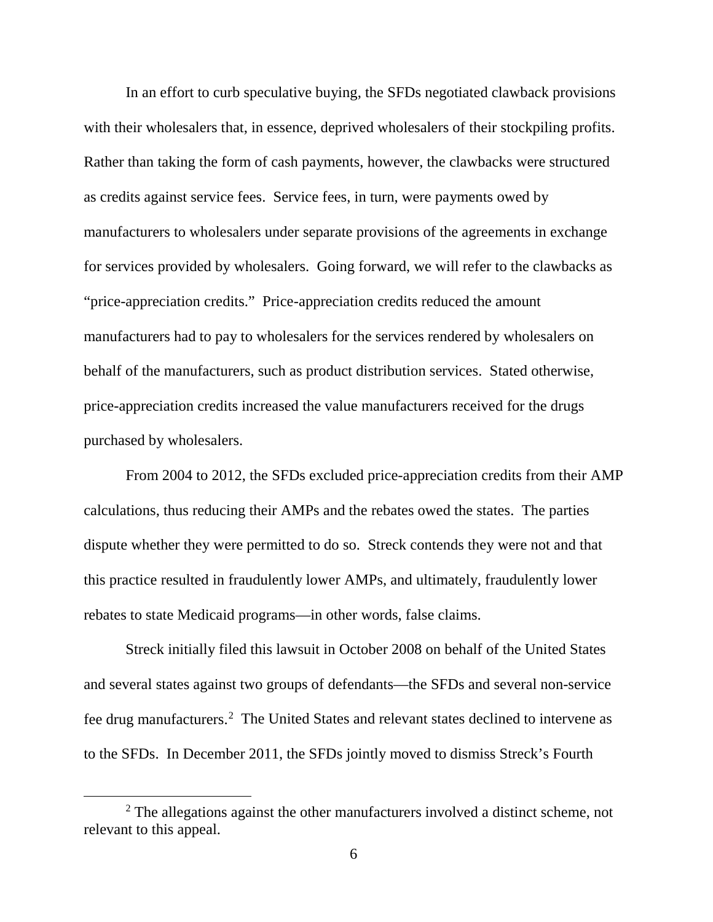In an effort to curb speculative buying, the SFDs negotiated clawback provisions with their wholesalers that, in essence, deprived wholesalers of their stockpiling profits. Rather than taking the form of cash payments, however, the clawbacks were structured as credits against service fees. Service fees, in turn, were payments owed by manufacturers to wholesalers under separate provisions of the agreements in exchange for services provided by wholesalers. Going forward, we will refer to the clawbacks as "price-appreciation credits." Price-appreciation credits reduced the amount manufacturers had to pay to wholesalers for the services rendered by wholesalers on behalf of the manufacturers, such as product distribution services. Stated otherwise, price-appreciation credits increased the value manufacturers received for the drugs purchased by wholesalers.

From 2004 to 2012, the SFDs excluded price-appreciation credits from their AMP calculations, thus reducing their AMPs and the rebates owed the states. The parties dispute whether they were permitted to do so. Streck contends they were not and that this practice resulted in fraudulently lower AMPs, and ultimately, fraudulently lower rebates to state Medicaid programs—in other words, false claims.

Streck initially filed this lawsuit in October 2008 on behalf of the United States and several states against two groups of defendants—the SFDs and several non-service fee drug manufacturers.[2] The United States and relevant states declined to intervene as to the SFDs. In December 2011, the SFDs jointly moved to dismiss Streck's Fourth

[2] The allegations against the other manufacturers involved a distinct scheme, not relevant to this appeal.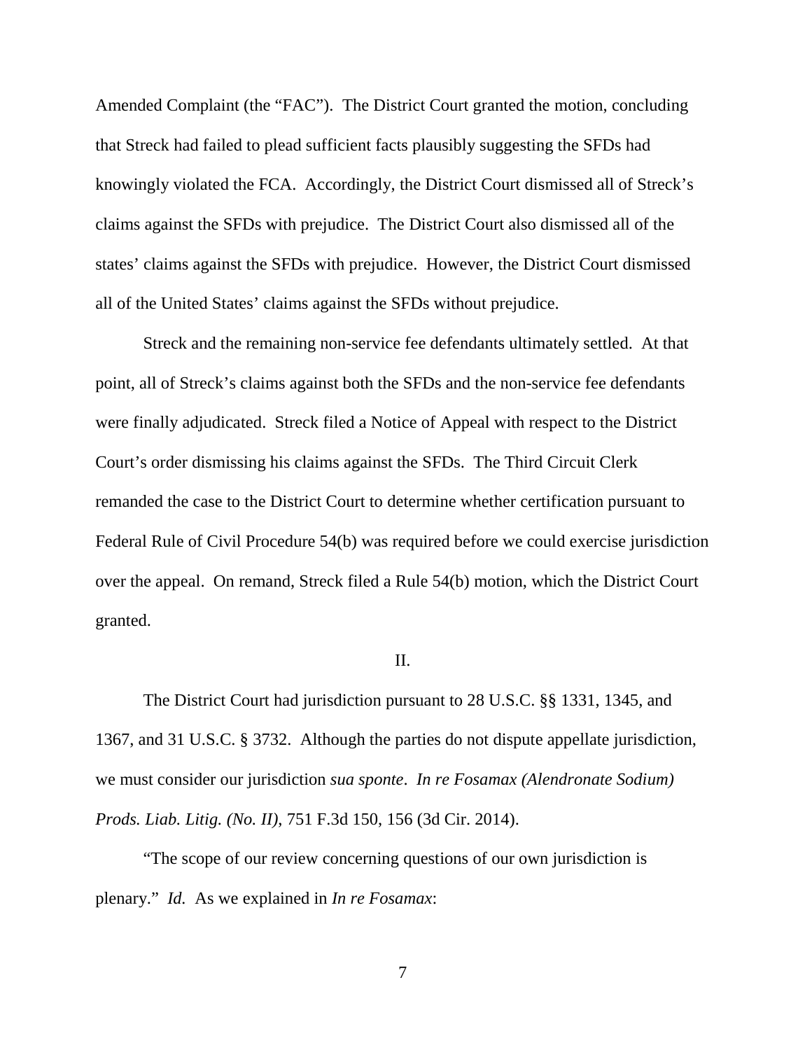Amended Complaint (the "FAC"). The District Court granted the motion, concluding that Streck had failed to plead sufficient facts plausibly suggesting the SFDs had knowingly violated the FCA. Accordingly, the District Court dismissed all of Streck's claims against the SFDs with prejudice. The District Court also dismissed all of the states' claims against the SFDs with prejudice. However, the District Court dismissed all of the United States' claims against the SFDs without prejudice.

Streck and the remaining non-service fee defendants ultimately settled. At that point, all of Streck's claims against both the SFDs and the non-service fee defendants were finally adjudicated. Streck filed a Notice of Appeal with respect to the District Court's order dismissing his claims against the SFDs. The Third Circuit Clerk remanded the case to the District Court to determine whether certification pursuant to Federal Rule of Civil Procedure 54(b) was required before we could exercise jurisdiction over the appeal. On remand, Streck filed a Rule 54(b) motion, which the District Court granted.

## II.

The District Court had jurisdiction pursuant to 28 U.S.C. §§ 1331, 1345, and 1367, and 31 U.S.C. § 3732. Although the parties do not dispute appellate jurisdiction, we must consider our jurisdiction *sua sponte*. *In re Fosamax (Alendronate Sodium) Prods. Liab. Litig. (No. II)*, 751 F.3d 150, 156 (3d Cir. 2014).

"The scope of our review concerning questions of our own jurisdiction is plenary." *Id.* As we explained in *In re Fosamax*: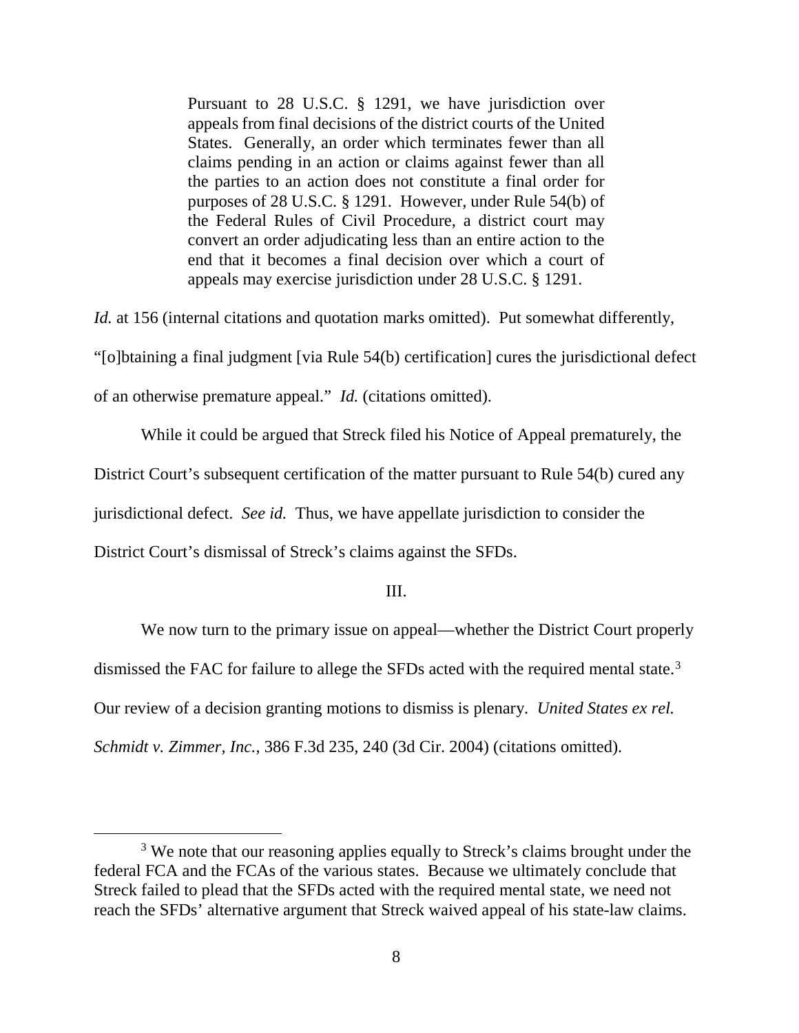> Pursuant to 28 U.S.C. § 1291, we have jurisdiction over appeals from final decisions of the district courts of the United States. Generally, an order which terminates fewer than all claims pending in an action or claims against fewer than all the parties to an action does not constitute a final order for purposes of 28 U.S.C. § 1291. However, under Rule 54(b) of the Federal Rules of Civil Procedure, a district court may convert an order adjudicating less than an entire action to the end that it becomes a final decision over which a court of appeals may exercise jurisdiction under 28 U.S.C. § 1291.

*Id.* at 156 (internal citations and quotation marks omitted). Put somewhat differently, "[o]btaining a final judgment [via Rule 54(b) certification] cures the jurisdictional defect of an otherwise premature appeal." *Id.* (citations omitted).

While it could be argued that Streck filed his Notice of Appeal prematurely, the District Court's subsequent certification of the matter pursuant to Rule 54(b) cured any jurisdictional defect. *See id.* Thus, we have appellate jurisdiction to consider the District Court's dismissal of Streck's claims against the SFDs.

## III.

We now turn to the primary issue on appeal—whether the District Court properly dismissed the FAC for failure to allege the SFDs acted with the required mental state.[3] Our review of a decision granting motions to dismiss is plenary. *United States ex rel. Schmidt v. Zimmer, Inc.*, 386 F.3d 235, 240 (3d Cir. 2004) (citations omitted).

---

[3] We note that our reasoning applies equally to Streck's claims brought under the federal FCA and the FCAs of the various states. Because we ultimately conclude that Streck failed to plead that the SFDs acted with the required mental state, we need not reach the SFDs' alternative argument that Streck waived appeal of his state-law claims.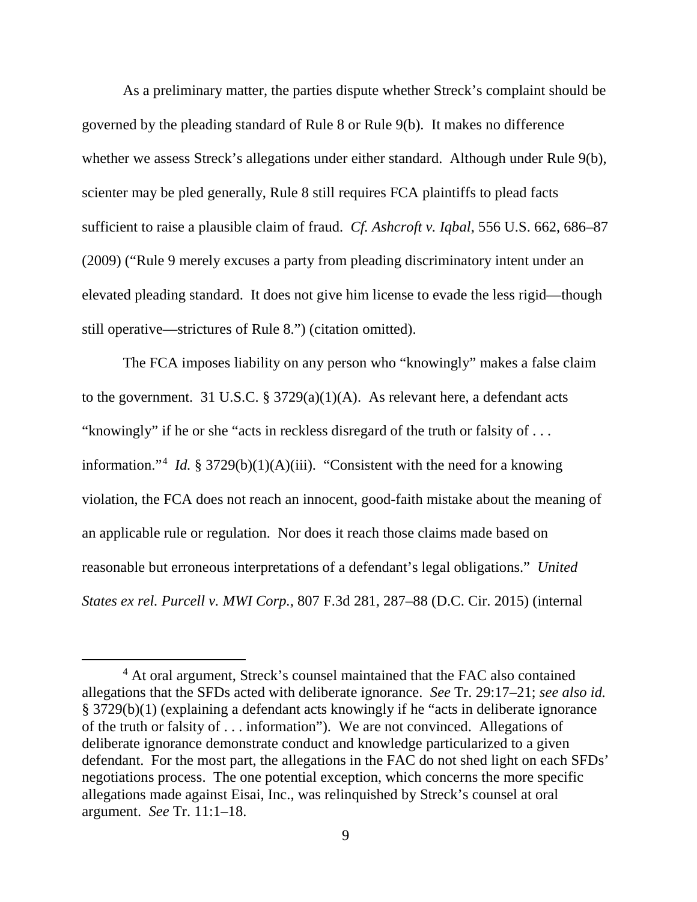As a preliminary matter, the parties dispute whether Streck's complaint should be governed by the pleading standard of Rule 8 or Rule 9(b). It makes no difference whether we assess Streck's allegations under either standard. Although under Rule 9(b), scienter may be pled generally, Rule 8 still requires FCA plaintiffs to plead facts sufficient to raise a plausible claim of fraud. *Cf. Ashcroft v. Iqbal*, 556 U.S. 662, 686–87 (2009) ("Rule 9 merely excuses a party from pleading discriminatory intent under an elevated pleading standard. It does not give him license to evade the less rigid—though still operative—strictures of Rule 8.") (citation omitted).

The FCA imposes liability on any person who "knowingly" makes a false claim to the government. 31 U.S.C. § 3729(a)(1)(A). As relevant here, a defendant acts "knowingly" if he or she "acts in reckless disregard of the truth or falsity of . . . information."[4] *Id.* § 3729(b)(1)(A)(iii). "Consistent with the need for a knowing violation, the FCA does not reach an innocent, good-faith mistake about the meaning of an applicable rule or regulation. Nor does it reach those claims made based on reasonable but erroneous interpretations of a defendant's legal obligations." *United States ex rel. Purcell v. MWI Corp.*, 807 F.3d 281, 287–88 (D.C. Cir. 2015) (internal

[4] At oral argument, Streck's counsel maintained that the FAC also contained allegations that the SFDs acted with deliberate ignorance. *See* Tr. 29:17–21; *see also id.* § 3729(b)(1) (explaining a defendant acts knowingly if he "acts in deliberate ignorance of the truth or falsity of . . . information"). We are not convinced. Allegations of deliberate ignorance demonstrate conduct and knowledge particularized to a given defendant. For the most part, the allegations in the FAC do not shed light on each SFDs' negotiations process. The one potential exception, which concerns the more specific allegations made against Eisai, Inc., was relinquished by Streck's counsel at oral argument. *See* Tr. 11:1–18.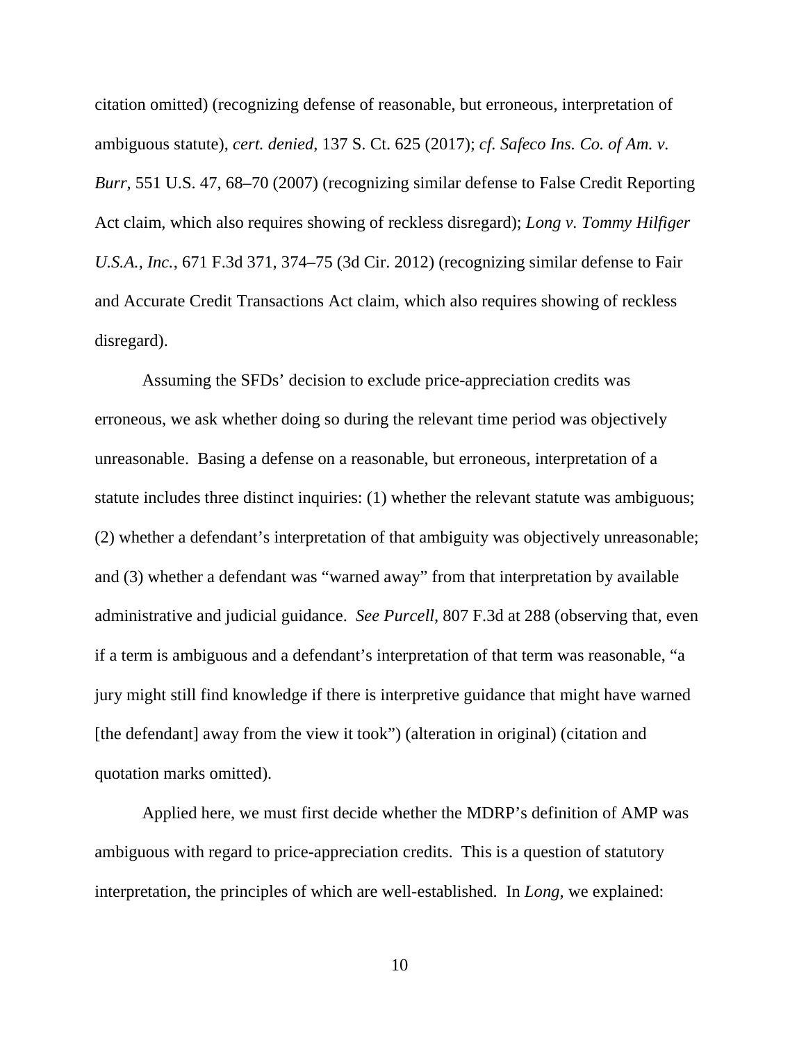citation omitted) (recognizing defense of reasonable, but erroneous, interpretation of ambiguous statute), *cert. denied*, 137 S. Ct. 625 (2017); *cf. Safeco Ins. Co. of Am. v. Burr*, 551 U.S. 47, 68–70 (2007) (recognizing similar defense to False Credit Reporting Act claim, which also requires showing of reckless disregard); *Long v. Tommy Hilfiger U.S.A., Inc.*, 671 F.3d 371, 374–75 (3d Cir. 2012) (recognizing similar defense to Fair and Accurate Credit Transactions Act claim, which also requires showing of reckless disregard).

Assuming the SFDs' decision to exclude price-appreciation credits was erroneous, we ask whether doing so during the relevant time period was objectively unreasonable. Basing a defense on a reasonable, but erroneous, interpretation of a statute includes three distinct inquiries: (1) whether the relevant statute was ambiguous; (2) whether a defendant's interpretation of that ambiguity was objectively unreasonable; and (3) whether a defendant was "warned away" from that interpretation by available administrative and judicial guidance. *See Purcell*, 807 F.3d at 288 (observing that, even if a term is ambiguous and a defendant's interpretation of that term was reasonable, "a jury might still find knowledge if there is interpretive guidance that might have warned [the defendant] away from the view it took") (alteration in original) (citation and quotation marks omitted).

Applied here, we must first decide whether the MDRP's definition of AMP was ambiguous with regard to price-appreciation credits. This is a question of statutory interpretation, the principles of which are well-established. In *Long*, we explained: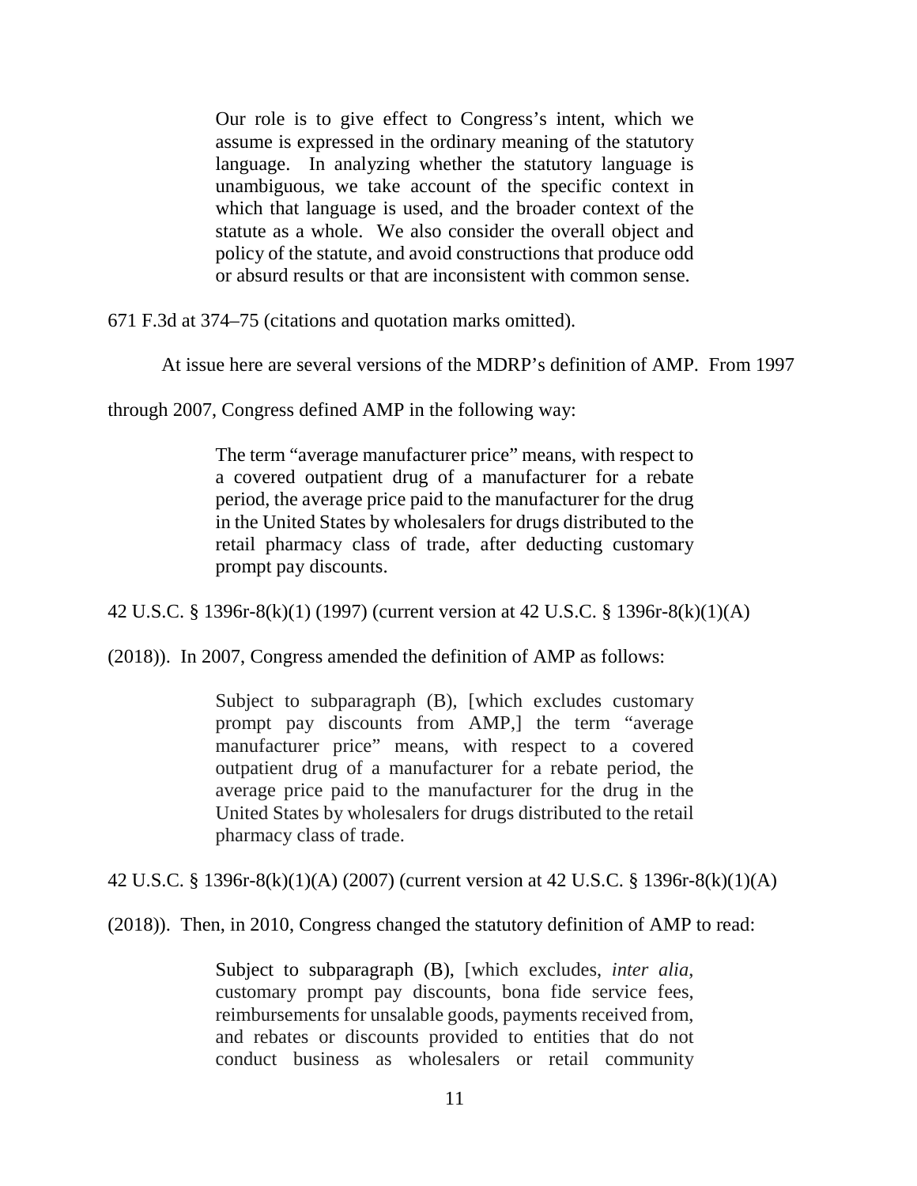> Our role is to give effect to Congress's intent, which we assume is expressed in the ordinary meaning of the statutory language. In analyzing whether the statutory language is unambiguous, we take account of the specific context in which that language is used, and the broader context of the statute as a whole. We also consider the overall object and policy of the statute, and avoid constructions that produce odd or absurd results or that are inconsistent with common sense.

671 F.3d at 374–75 (citations and quotation marks omitted).

At issue here are several versions of the MDRP's definition of AMP. From 1997 through 2007, Congress defined AMP in the following way:

> The term "average manufacturer price" means, with respect to a covered outpatient drug of a manufacturer for a rebate period, the average price paid to the manufacturer for the drug in the United States by wholesalers for drugs distributed to the retail pharmacy class of trade, after deducting customary prompt pay discounts.

42 U.S.C. § 1396r-8(k)(1) (1997) (current version at 42 U.S.C. § 1396r-8(k)(1)(A) (2018)). In 2007, Congress amended the definition of AMP as follows:

> Subject to subparagraph (B), [which excludes customary prompt pay discounts from AMP,] the term "average manufacturer price" means, with respect to a covered outpatient drug of a manufacturer for a rebate period, the average price paid to the manufacturer for the drug in the United States by wholesalers for drugs distributed to the retail pharmacy class of trade.

42 U.S.C. § 1396r-8(k)(1)(A) (2007) (current version at 42 U.S.C. § 1396r-8(k)(1)(A) (2018)). Then, in 2010, Congress changed the statutory definition of AMP to read:

> Subject to subparagraph (B), [which excludes, *inter alia*, customary prompt pay discounts, bona fide service fees, reimbursements for unsalable goods, payments received from, and rebates or discounts provided to entities that do not conduct business as wholesalers or retail community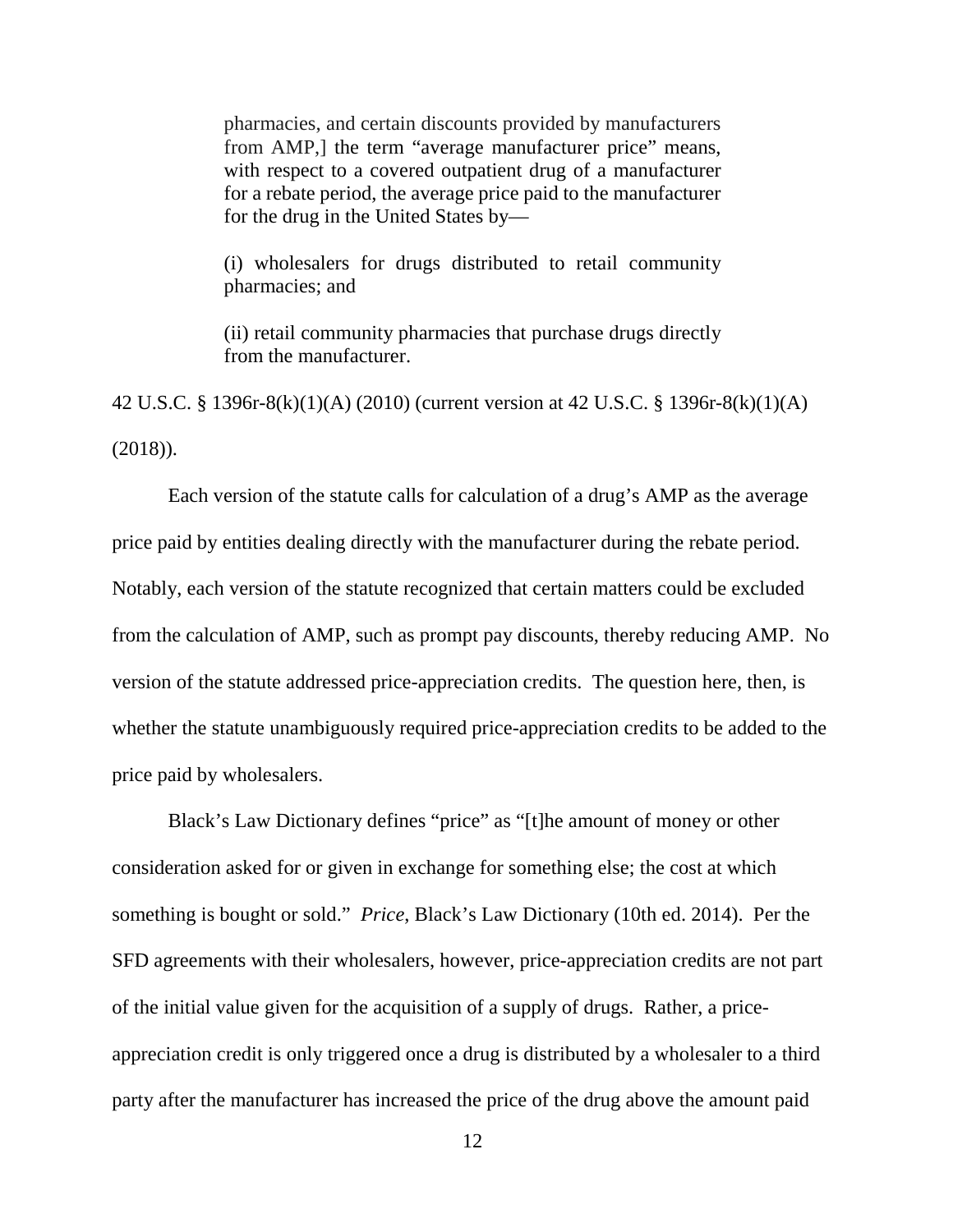> pharmacies, and certain discounts provided by manufacturers from AMP,] the term "average manufacturer price" means, with respect to a covered outpatient drug of a manufacturer for a rebate period, the average price paid to the manufacturer for the drug in the United States by—
>
> (i) wholesalers for drugs distributed to retail community pharmacies; and
>
> (ii) retail community pharmacies that purchase drugs directly from the manufacturer.

42 U.S.C. § 1396r-8(k)(1)(A) (2010) (current version at 42 U.S.C. § 1396r-8(k)(1)(A) (2018)).

Each version of the statute calls for calculation of a drug's AMP as the average price paid by entities dealing directly with the manufacturer during the rebate period. Notably, each version of the statute recognized that certain matters could be excluded from the calculation of AMP, such as prompt pay discounts, thereby reducing AMP. No version of the statute addressed price-appreciation credits. The question here, then, is whether the statute unambiguously required price-appreciation credits to be added to the price paid by wholesalers.

Black's Law Dictionary defines "price" as "[t]he amount of money or other consideration asked for or given in exchange for something else; the cost at which something is bought or sold." *Price*, Black's Law Dictionary (10th ed. 2014). Per the SFD agreements with their wholesalers, however, price-appreciation credits are not part of the initial value given for the acquisition of a supply of drugs. Rather, a price-appreciation credit is only triggered once a drug is distributed by a wholesaler to a third party after the manufacturer has increased the price of the drug above the amount paid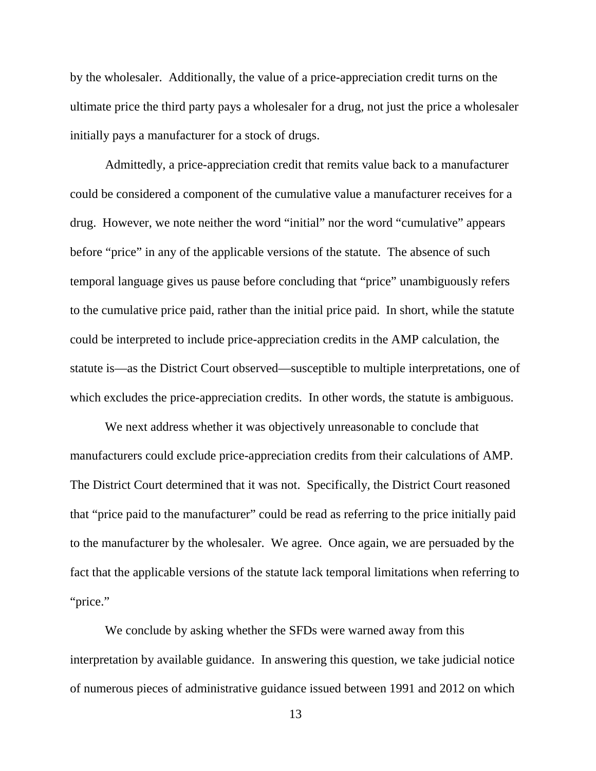by the wholesaler. Additionally, the value of a price-appreciation credit turns on the ultimate price the third party pays a wholesaler for a drug, not just the price a wholesaler initially pays a manufacturer for a stock of drugs.

Admittedly, a price-appreciation credit that remits value back to a manufacturer could be considered a component of the cumulative value a manufacturer receives for a drug. However, we note neither the word "initial" nor the word "cumulative" appears before "price" in any of the applicable versions of the statute. The absence of such temporal language gives us pause before concluding that "price" unambiguously refers to the cumulative price paid, rather than the initial price paid. In short, while the statute could be interpreted to include price-appreciation credits in the AMP calculation, the statute is—as the District Court observed—susceptible to multiple interpretations, one of which excludes the price-appreciation credits. In other words, the statute is ambiguous.

We next address whether it was objectively unreasonable to conclude that manufacturers could exclude price-appreciation credits from their calculations of AMP. The District Court determined that it was not. Specifically, the District Court reasoned that "price paid to the manufacturer" could be read as referring to the price initially paid to the manufacturer by the wholesaler. We agree. Once again, we are persuaded by the fact that the applicable versions of the statute lack temporal limitations when referring to "price."

We conclude by asking whether the SFDs were warned away from this interpretation by available guidance. In answering this question, we take judicial notice of numerous pieces of administrative guidance issued between 1991 and 2012 on which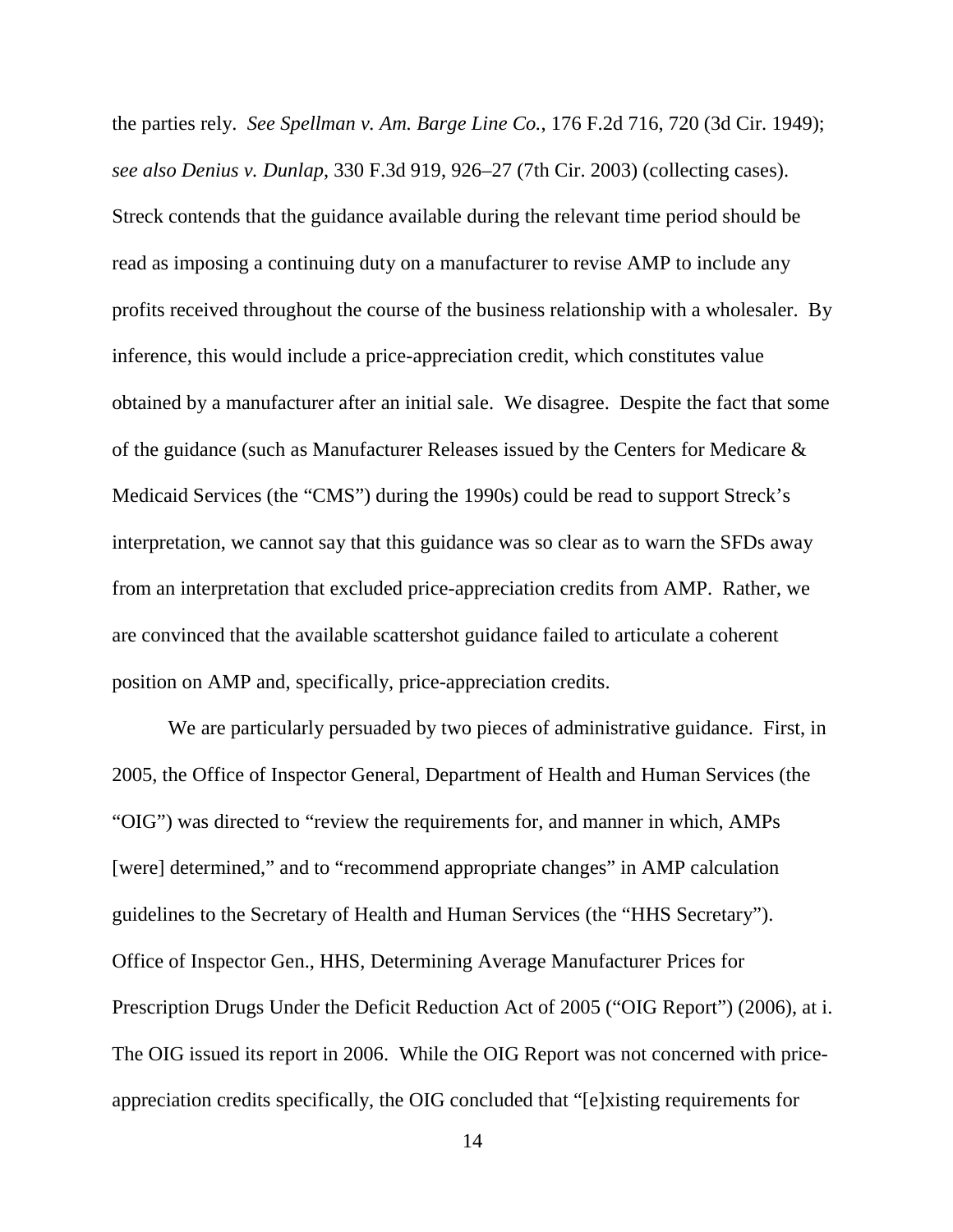the parties rely. *See Spellman v. Am. Barge Line Co.*, 176 F.2d 716, 720 (3d Cir. 1949); *see also Denius v. Dunlap*, 330 F.3d 919, 926–27 (7th Cir. 2003) (collecting cases). Streck contends that the guidance available during the relevant time period should be read as imposing a continuing duty on a manufacturer to revise AMP to include any profits received throughout the course of the business relationship with a wholesaler. By inference, this would include a price-appreciation credit, which constitutes value obtained by a manufacturer after an initial sale. We disagree. Despite the fact that some of the guidance (such as Manufacturer Releases issued by the Centers for Medicare & Medicaid Services (the "CMS") during the 1990s) could be read to support Streck's interpretation, we cannot say that this guidance was so clear as to warn the SFDs away from an interpretation that excluded price-appreciation credits from AMP. Rather, we are convinced that the available scattershot guidance failed to articulate a coherent position on AMP and, specifically, price-appreciation credits.

We are particularly persuaded by two pieces of administrative guidance. First, in 2005, the Office of Inspector General, Department of Health and Human Services (the "OIG") was directed to "review the requirements for, and manner in which, AMPs [were] determined," and to "recommend appropriate changes" in AMP calculation guidelines to the Secretary of Health and Human Services (the "HHS Secretary"). Office of Inspector Gen., HHS, Determining Average Manufacturer Prices for Prescription Drugs Under the Deficit Reduction Act of 2005 ("OIG Report") (2006), at i. The OIG issued its report in 2006. While the OIG Report was not concerned with price-appreciation credits specifically, the OIG concluded that "[e]xisting requirements for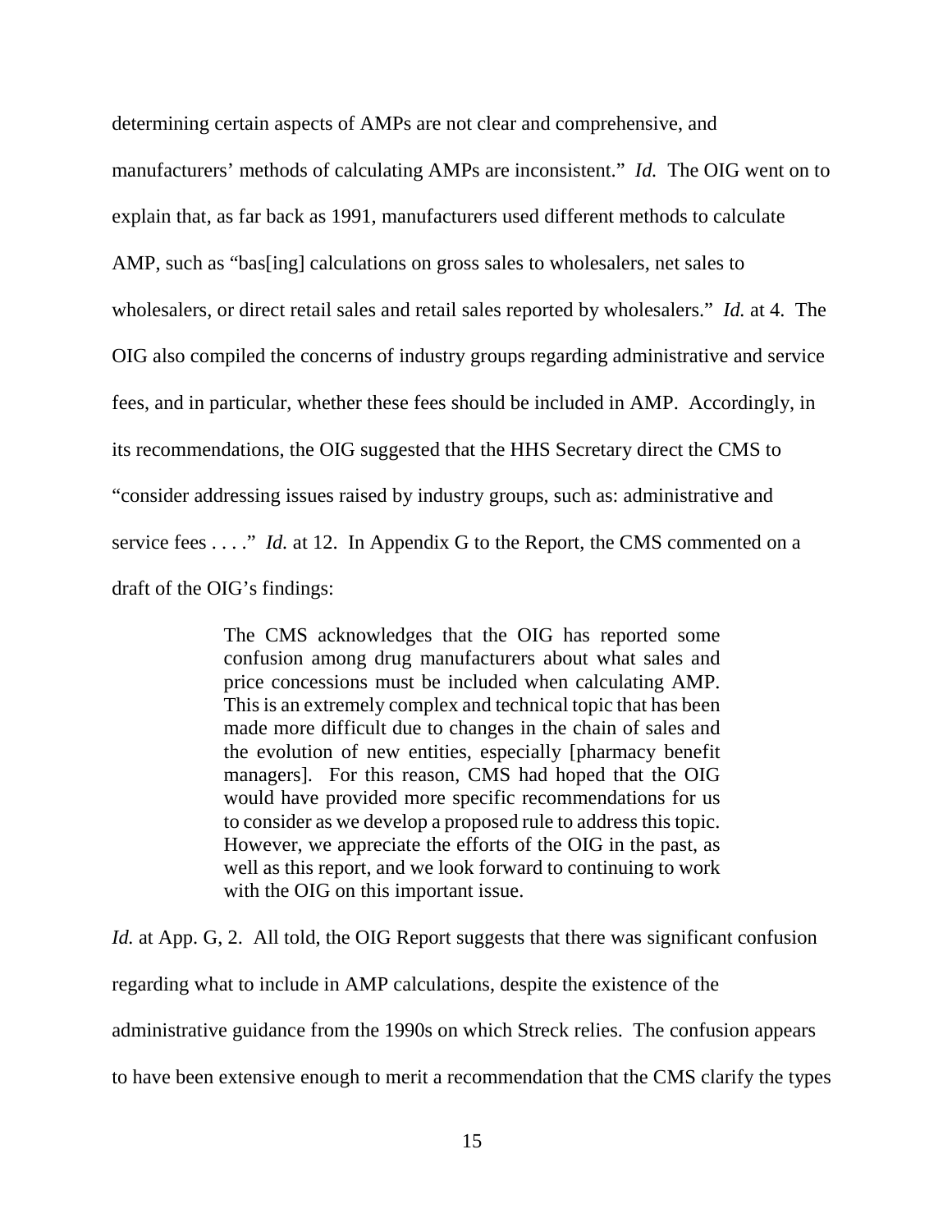determining certain aspects of AMPs are not clear and comprehensive, and manufacturers' methods of calculating AMPs are inconsistent." *Id.* The OIG went on to explain that, as far back as 1991, manufacturers used different methods to calculate AMP, such as "bas[ing] calculations on gross sales to wholesalers, net sales to wholesalers, or direct retail sales and retail sales reported by wholesalers." *Id.* at 4. The OIG also compiled the concerns of industry groups regarding administrative and service fees, and in particular, whether these fees should be included in AMP. Accordingly, in its recommendations, the OIG suggested that the HHS Secretary direct the CMS to "consider addressing issues raised by industry groups, such as: administrative and service fees . . . ." *Id.* at 12. In Appendix G to the Report, the CMS commented on a draft of the OIG's findings:

> The CMS acknowledges that the OIG has reported some confusion among drug manufacturers about what sales and price concessions must be included when calculating AMP. This is an extremely complex and technical topic that has been made more difficult due to changes in the chain of sales and the evolution of new entities, especially [pharmacy benefit managers]. For this reason, CMS had hoped that the OIG would have provided more specific recommendations for us to consider as we develop a proposed rule to address this topic. However, we appreciate the efforts of the OIG in the past, as well as this report, and we look forward to continuing to work with the OIG on this important issue.

*Id.* at App. G, 2. All told, the OIG Report suggests that there was significant confusion regarding what to include in AMP calculations, despite the existence of the administrative guidance from the 1990s on which Streck relies. The confusion appears to have been extensive enough to merit a recommendation that the CMS clarify the types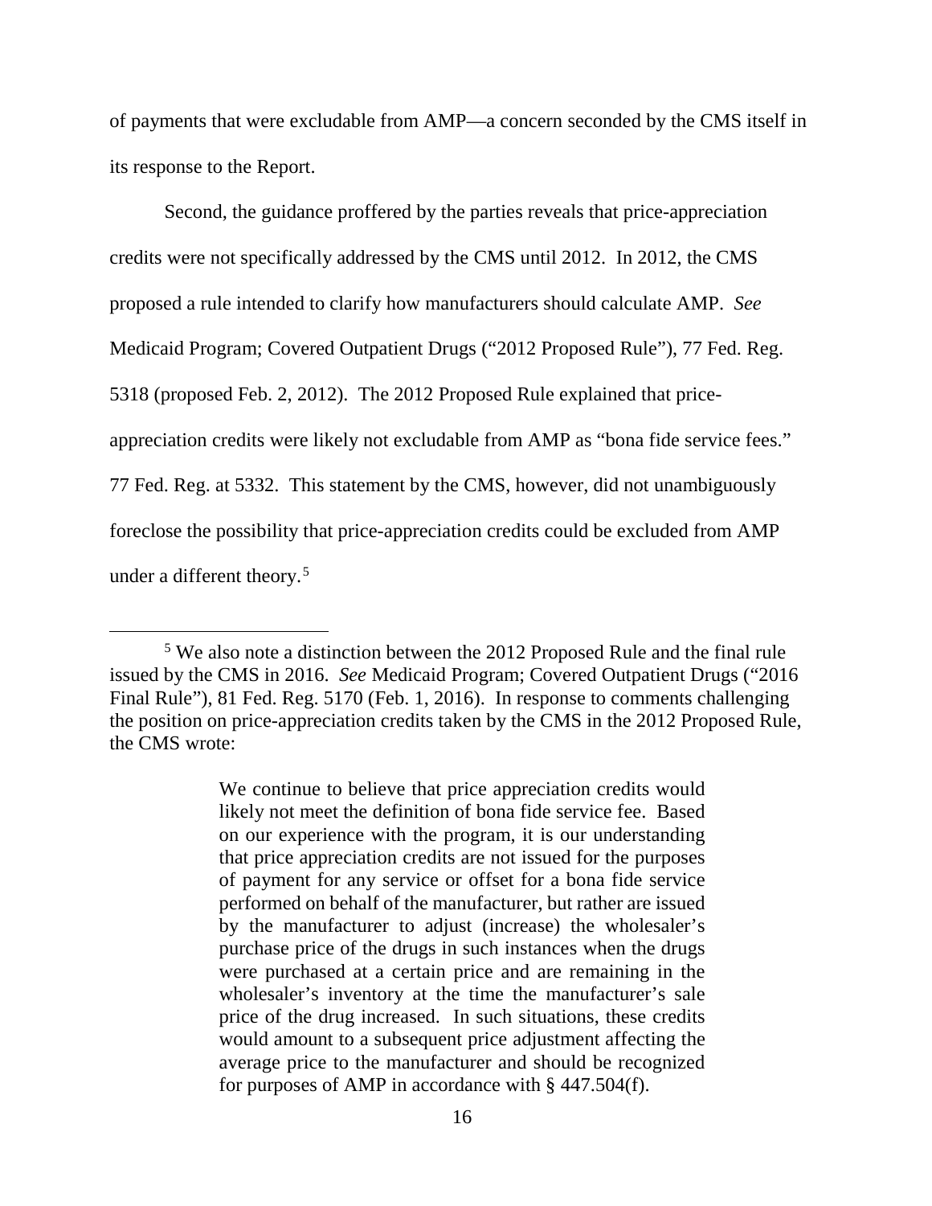of payments that were excludable from AMP—a concern seconded by the CMS itself in its response to the Report.

Second, the guidance proffered by the parties reveals that price-appreciation credits were not specifically addressed by the CMS until 2012. In 2012, the CMS proposed a rule intended to clarify how manufacturers should calculate AMP. *See* Medicaid Program; Covered Outpatient Drugs ("2012 Proposed Rule"), 77 Fed. Reg. 5318 (proposed Feb. 2, 2012). The 2012 Proposed Rule explained that price-appreciation credits were likely not excludable from AMP as "bona fide service fees." 77 Fed. Reg. at 5332. This statement by the CMS, however, did not unambiguously foreclose the possibility that price-appreciation credits could be excluded from AMP under a different theory.[5]

---

[5] We also note a distinction between the 2012 Proposed Rule and the final rule issued by the CMS in 2016. *See* Medicaid Program; Covered Outpatient Drugs ("2016 Final Rule"), 81 Fed. Reg. 5170 (Feb. 1, 2016). In response to comments challenging the position on price-appreciation credits taken by the CMS in the 2012 Proposed Rule, the CMS wrote:

> We continue to believe that price appreciation credits would likely not meet the definition of bona fide service fee. Based on our experience with the program, it is our understanding that price appreciation credits are not issued for the purposes of payment for any service or offset for a bona fide service performed on behalf of the manufacturer, but rather are issued by the manufacturer to adjust (increase) the wholesaler's purchase price of the drugs in such instances when the drugs were purchased at a certain price and are remaining in the wholesaler's inventory at the time the manufacturer's sale price of the drug increased. In such situations, these credits would amount to a subsequent price adjustment affecting the average price to the manufacturer and should be recognized for purposes of AMP in accordance with § 447.504(f).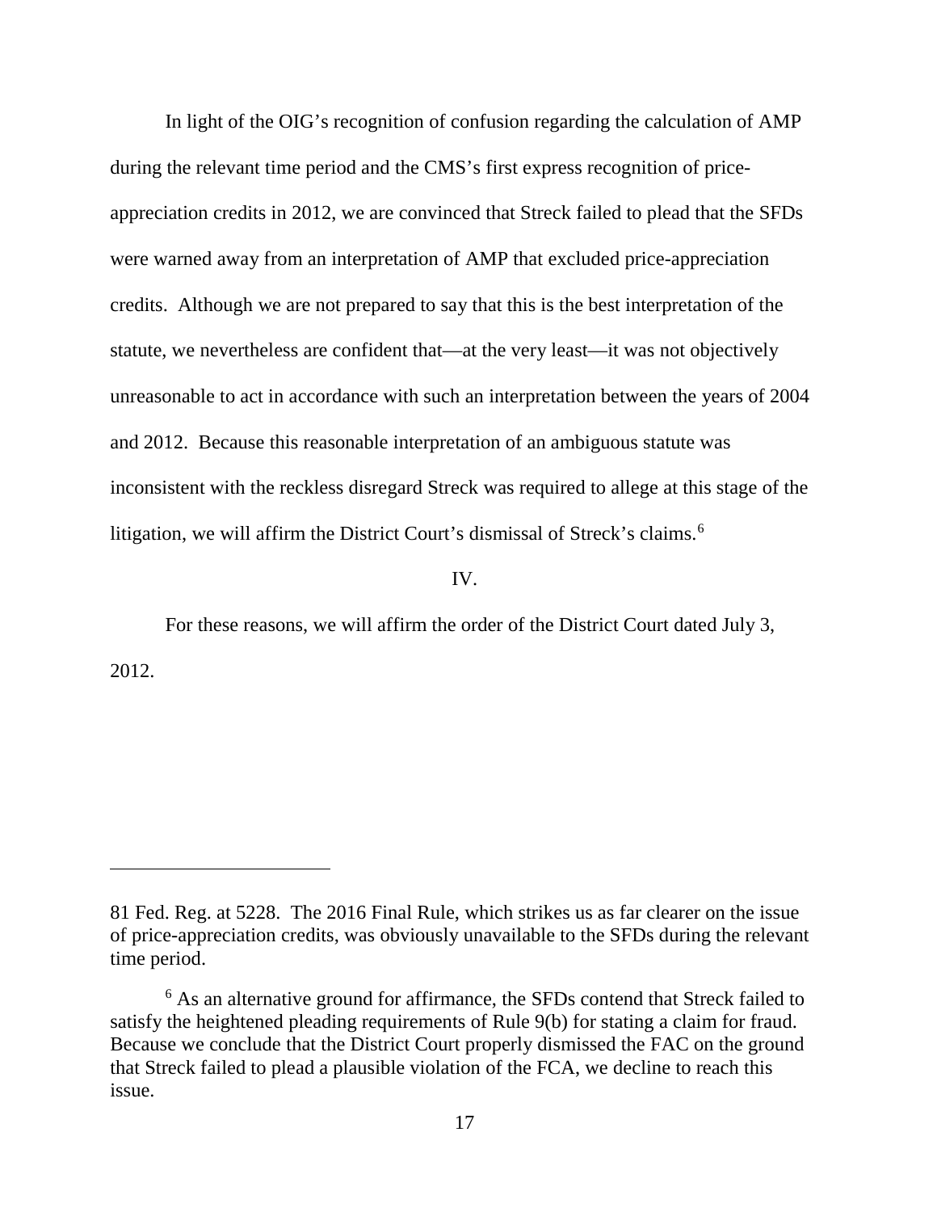In light of the OIG's recognition of confusion regarding the calculation of AMP during the relevant time period and the CMS's first express recognition of price-appreciation credits in 2012, we are convinced that Streck failed to plead that the SFDs were warned away from an interpretation of AMP that excluded price-appreciation credits. Although we are not prepared to say that this is the best interpretation of the statute, we nevertheless are confident that—at the very least—it was not objectively unreasonable to act in accordance with such an interpretation between the years of 2004 and 2012. Because this reasonable interpretation of an ambiguous statute was inconsistent with the reckless disregard Streck was required to allege at this stage of the litigation, we will affirm the District Court's dismissal of Streck's claims.[6]

IV.

For these reasons, we will affirm the order of the District Court dated July 3, 2012.

---

81 Fed. Reg. at 5228. The 2016 Final Rule, which strikes us as far clearer on the issue of price-appreciation credits, was obviously unavailable to the SFDs during the relevant time period.

[6] As an alternative ground for affirmance, the SFDs contend that Streck failed to satisfy the heightened pleading requirements of Rule 9(b) for stating a claim for fraud. Because we conclude that the District Court properly dismissed the FAC on the ground that Streck failed to plead a plausible violation of the FCA, we decline to reach this issue.